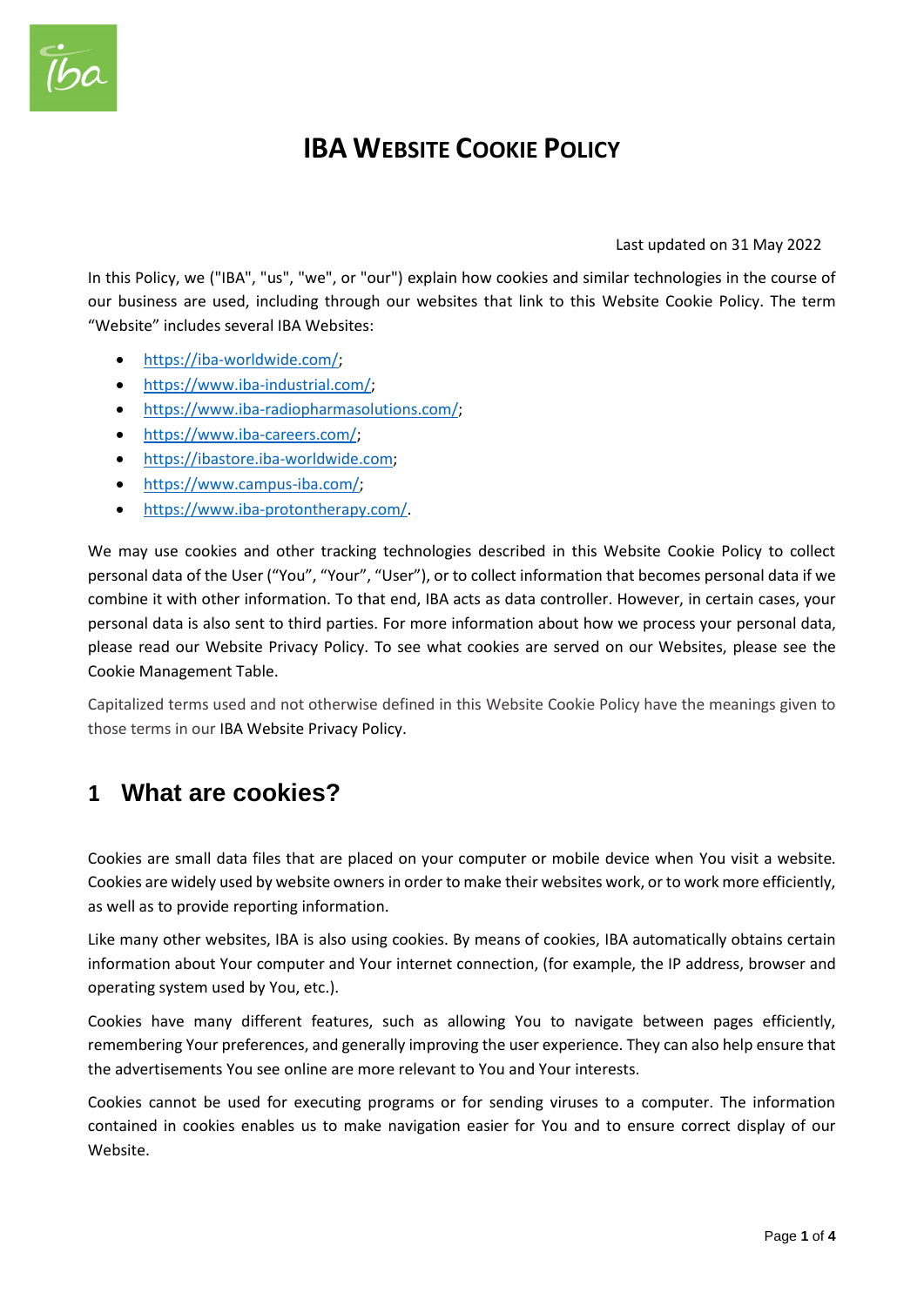# IBA WEBSITE COOKIE POLICY

Last updated on 31 May 2022

In this Policy, we ("IBA", "us", "we", or "our") explain how cookies and similar technologies in the course of our business are used, including through our websites that link to this Website Cookie Policy. The term "Website" includes several IBA Websites:

- https://iba-worldwide.com/;
- https://www.iba-industrial.com/;
- https://www.iba-radiopharmasolutions.com/;
- https://www.iba-careers.com/;
- https://ibastore.iba-worldwide.com;
- https://www.campus-iba.com/;
- https://www.iba-protontherapy.com/.

We may use cookies and other tracking technologies described in this Website Cookie Policy to collect personal data of the User ("You", "Your", "User"), or to collect information that becomes personal data if we combine it with other information. To that end, IBA acts as data controller. However, in certain cases, your personal data is also sent to third parties. For more information about how we process your personal data, please read our Website Privacy Policy. To see what cookies are served on our Websites, please see the Cookie Management Table.

Capitalized terms used and not otherwise defined in this Website Cookie Policy have the meanings given to those terms in our IBA Website Privacy Policy.

## 1 What are cookies?

Cookies are small data files that are placed on your computer or mobile device when You visit a website. Cookies are widely used by website owners in order to make their websites work, or to work more efficiently, as well as to provide reporting information.

Like many other websites, IBA is also using cookies. By means of cookies, IBA automatically obtains certain information about Your computer and Your internet connection, (for example, the IP address, browser and operating system used by You, etc.).

Cookies have many different features, such as allowing You to navigate between pages efficiently, remembering Your preferences, and generally improving the user experience. They can also help ensure that the advertisements You see online are more relevant to You and Your interests.

Cookies cannot be used for executing programs or for sending viruses to a computer. The information contained in cookies enables us to make navigation easier for You and to ensure correct display of our Website.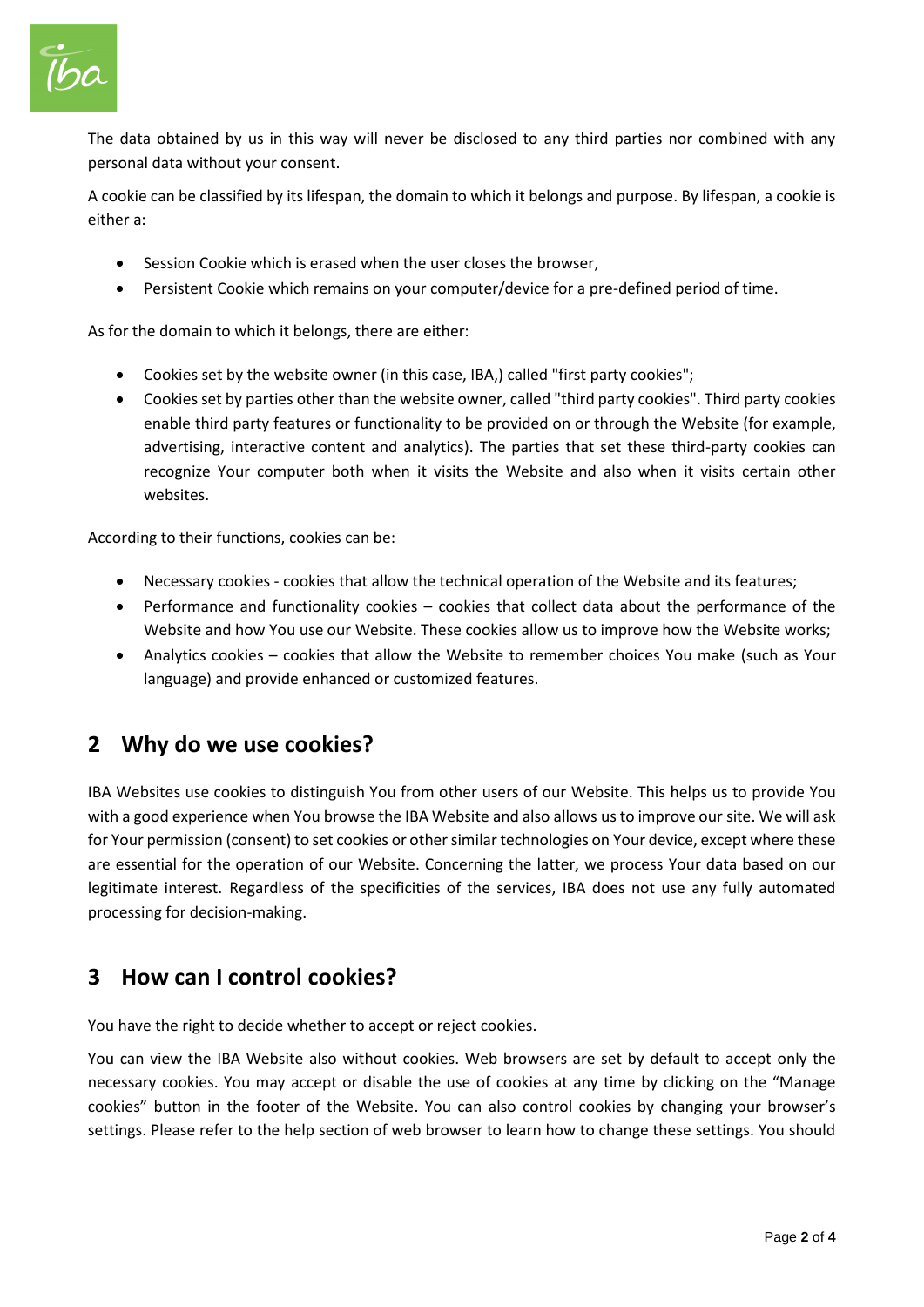The data obtained by us in this way will never be disclosed to any third parties nor combined with any personal data without your consent.

A cookie can be classified by its lifespan, the domain to which it belongs and purpose. By lifespan, a cookie is either a:

- Session Cookie which is erased when the user closes the browser,
- Persistent Cookie which remains on your computer/device for a pre-defined period of time.

As for the domain to which it belongs, there are either:

- Cookies set by the website owner (in this case, IBA,) called "first party cookies";
- Cookies set by parties other than the website owner, called "third party cookies". Third party cookies enable third party features or functionality to be provided on or through the Website (for example, advertising, interactive content and analytics). The parties that set these third-party cookies can recognize Your computer both when it visits the Website and also when it visits certain other websites.

According to their functions, cookies can be:

- Necessary cookies - cookies that allow the technical operation of the Website and its features;
- Performance and functionality cookies – cookies that collect data about the performance of the Website and how You use our Website. These cookies allow us to improve how the Website works;
- Analytics cookies – cookies that allow the Website to remember choices You make (such as Your language) and provide enhanced or customized features.

## 2 Why do we use cookies?

IBA Websites use cookies to distinguish You from other users of our Website. This helps us to provide You with a good experience when You browse the IBA Website and also allows us to improve our site. We will ask for Your permission (consent) to set cookies or other similar technologies on Your device, except where these are essential for the operation of our Website. Concerning the latter, we process Your data based on our legitimate interest. Regardless of the specificities of the services, IBA does not use any fully automated processing for decision-making.

## 3 How can I control cookies?

You have the right to decide whether to accept or reject cookies.

You can view the IBA Website also without cookies. Web browsers are set by default to accept only the necessary cookies. You may accept or disable the use of cookies at any time by clicking on the "Manage cookies" button in the footer of the Website. You can also control cookies by changing your browser's settings. Please refer to the help section of web browser to learn how to change these settings. You should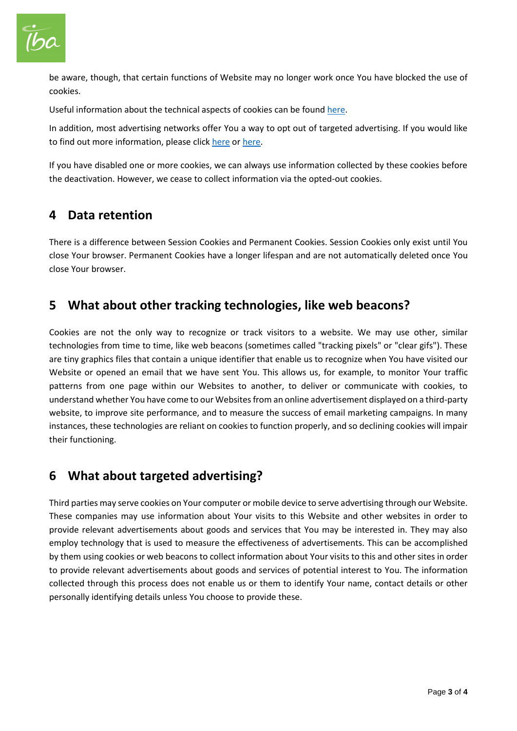be aware, though, that certain functions of Website may no longer work once You have blocked the use of cookies.

Useful information about the technical aspects of cookies can be found here.

In addition, most advertising networks offer You a way to opt out of targeted advertising. If you would like to find out more information, please click here or here.

If you have disabled one or more cookies, we can always use information collected by these cookies before the deactivation. However, we cease to collect information via the opted-out cookies.

## 4 Data retention

There is a difference between Session Cookies and Permanent Cookies. Session Cookies only exist until You close Your browser. Permanent Cookies have a longer lifespan and are not automatically deleted once You close Your browser.

## 5 What about other tracking technologies, like web beacons?

Cookies are not the only way to recognize or track visitors to a website. We may use other, similar technologies from time to time, like web beacons (sometimes called "tracking pixels" or "clear gifs"). These are tiny graphics files that contain a unique identifier that enable us to recognize when You have visited our Website or opened an email that we have sent You. This allows us, for example, to monitor Your traffic patterns from one page within our Websites to another, to deliver or communicate with cookies, to understand whether You have come to our Websites from an online advertisement displayed on a third-party website, to improve site performance, and to measure the success of email marketing campaigns. In many instances, these technologies are reliant on cookies to function properly, and so declining cookies will impair their functioning.

## 6 What about targeted advertising?

Third parties may serve cookies on Your computer or mobile device to serve advertising through our Website. These companies may use information about Your visits to this Website and other websites in order to provide relevant advertisements about goods and services that You may be interested in. They may also employ technology that is used to measure the effectiveness of advertisements. This can be accomplished by them using cookies or web beacons to collect information about Your visits to this and other sites in order to provide relevant advertisements about goods and services of potential interest to You. The information collected through this process does not enable us or them to identify Your name, contact details or other personally identifying details unless You choose to provide these.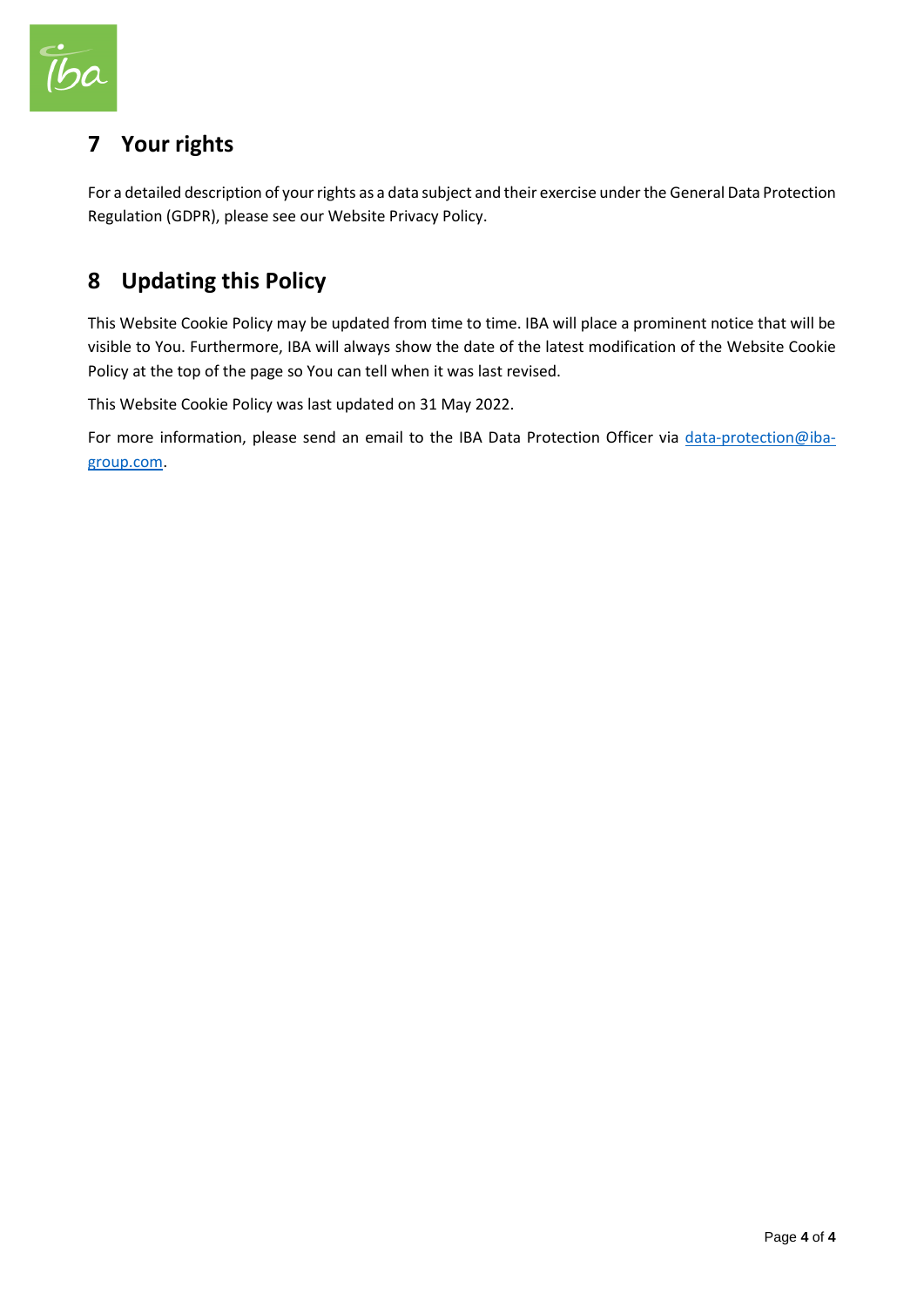## 7 Your rights

For a detailed description of your rights as a data subject and their exercise under the General Data Protection Regulation (GDPR), please see our Website Privacy Policy.

## 8 Updating this Policy

This Website Cookie Policy may be updated from time to time. IBA will place a prominent notice that will be visible to You. Furthermore, IBA will always show the date of the latest modification of the Website Cookie Policy at the top of the page so You can tell when it was last revised.

This Website Cookie Policy was last updated on 31 May 2022.

For more information, please send an email to the IBA Data Protection Officer via [data-protection@iba-group.com](mailto:data-protection@iba-group.com).